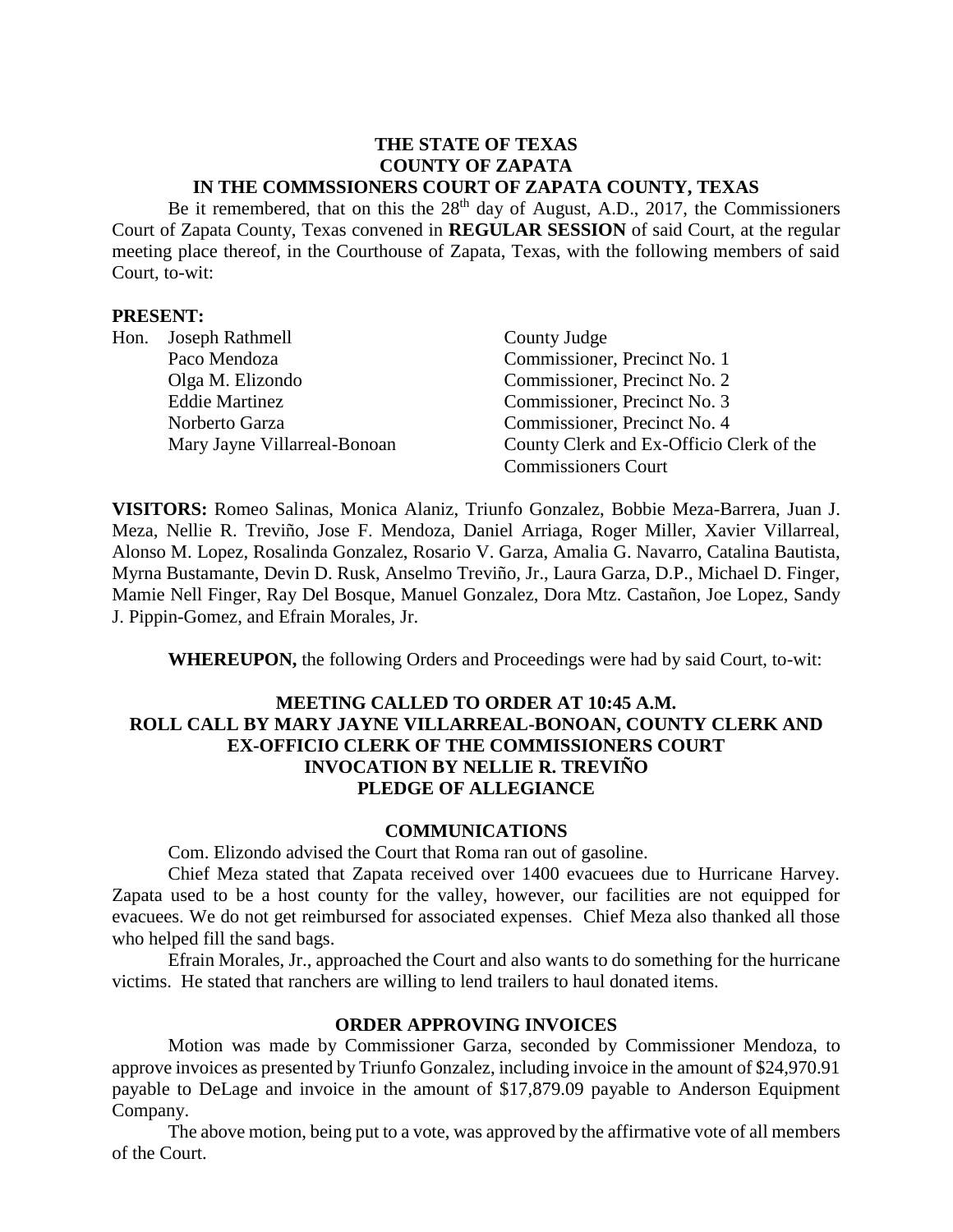**THE STATE OF TEXAS**
**COUNTY OF ZAPATA**
**IN THE COMMSSIONERS COURT OF ZAPATA COUNTY, TEXAS**

Be it remembered, that on this the 28th day of August, A.D., 2017, the Commissioners Court of Zapata County, Texas convened in **REGULAR SESSION** of said Court, at the regular meeting place thereof, in the Courthouse of Zapata, Texas, with the following members of said Court, to-wit:

**PRESENT:**

| | | |
|---|---|---|
| Hon. | Joseph Rathmell | County Judge |
| | Paco Mendoza | Commissioner, Precinct No. 1 |
| | Olga M. Elizondo | Commissioner, Precinct No. 2 |
| | Eddie Martinez | Commissioner, Precinct No. 3 |
| | Norberto Garza | Commissioner, Precinct No. 4 |
| | Mary Jayne Villarreal-Bonoan | County Clerk and Ex-Officio Clerk of the Commissioners Court |

**VISITORS:** Romeo Salinas, Monica Alaniz, Triunfo Gonzalez, Bobbie Meza-Barrera, Juan J. Meza, Nellie R. Treviño, Jose F. Mendoza, Daniel Arriaga, Roger Miller, Xavier Villarreal, Alonso M. Lopez, Rosalinda Gonzalez, Rosario V. Garza, Amalia G. Navarro, Catalina Bautista, Myrna Bustamante, Devin D. Rusk, Anselmo Treviño, Jr., Laura Garza, D.P., Michael D. Finger, Mamie Nell Finger, Ray Del Bosque, Manuel Gonzalez, Dora Mtz. Castañon, Joe Lopez, Sandy J. Pippin-Gomez, and Efrain Morales, Jr.

**WHEREUPON,** the following Orders and Proceedings were had by said Court, to-wit:

**MEETING CALLED TO ORDER AT 10:45 A.M.**
**ROLL CALL BY MARY JAYNE VILLARREAL-BONOAN, COUNTY CLERK AND EX-OFFICIO CLERK OF THE COMMISSIONERS COURT**
**INVOCATION BY NELLIE R. TREVIÑO**
**PLEDGE OF ALLEGIANCE**

## COMMUNICATIONS

Com. Elizondo advised the Court that Roma ran out of gasoline.

Chief Meza stated that Zapata received over 1400 evacuees due to Hurricane Harvey. Zapata used to be a host county for the valley, however, our facilities are not equipped for evacuees. We do not get reimbursed for associated expenses. Chief Meza also thanked all those who helped fill the sand bags.

Efrain Morales, Jr., approached the Court and also wants to do something for the hurricane victims. He stated that ranchers are willing to lend trailers to haul donated items.

## ORDER APPROVING INVOICES

Motion was made by Commissioner Garza, seconded by Commissioner Mendoza, to approve invoices as presented by Triunfo Gonzalez, including invoice in the amount of $24,970.91 payable to DeLage and invoice in the amount of $17,879.09 payable to Anderson Equipment Company.

The above motion, being put to a vote, was approved by the affirmative vote of all members of the Court.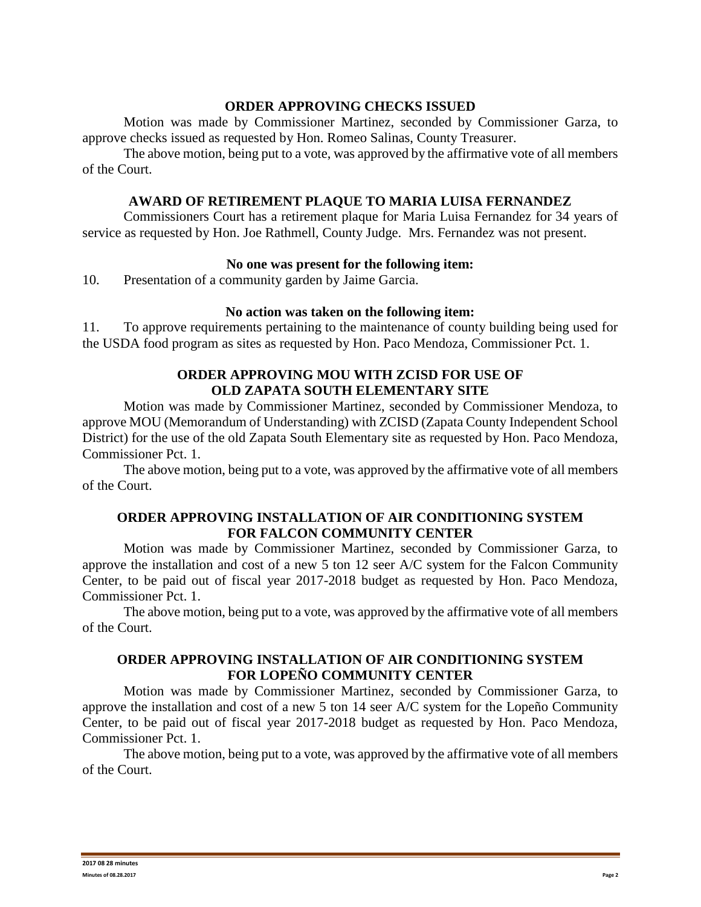**ORDER APPROVING CHECKS ISSUED**

Motion was made by Commissioner Martinez, seconded by Commissioner Garza, to approve checks issued as requested by Hon. Romeo Salinas, County Treasurer.

The above motion, being put to a vote, was approved by the affirmative vote of all members of the Court.

**AWARD OF RETIREMENT PLAQUE TO MARIA LUISA FERNANDEZ**

Commissioners Court has a retirement plaque for Maria Luisa Fernandez for 34 years of service as requested by Hon. Joe Rathmell, County Judge. Mrs. Fernandez was not present.

**No one was present for the following item:**

10. Presentation of a community garden by Jaime Garcia.

**No action was taken on the following item:**

11. To approve requirements pertaining to the maintenance of county building being used for the USDA food program as sites as requested by Hon. Paco Mendoza, Commissioner Pct. 1.

**ORDER APPROVING MOU WITH ZCISD FOR USE OF OLD ZAPATA SOUTH ELEMENTARY SITE**

Motion was made by Commissioner Martinez, seconded by Commissioner Mendoza, to approve MOU (Memorandum of Understanding) with ZCISD (Zapata County Independent School District) for the use of the old Zapata South Elementary site as requested by Hon. Paco Mendoza, Commissioner Pct. 1.

The above motion, being put to a vote, was approved by the affirmative vote of all members of the Court.

**ORDER APPROVING INSTALLATION OF AIR CONDITIONING SYSTEM FOR FALCON COMMUNITY CENTER**

Motion was made by Commissioner Martinez, seconded by Commissioner Garza, to approve the installation and cost of a new 5 ton 12 seer A/C system for the Falcon Community Center, to be paid out of fiscal year 2017-2018 budget as requested by Hon. Paco Mendoza, Commissioner Pct. 1.

The above motion, being put to a vote, was approved by the affirmative vote of all members of the Court.

**ORDER APPROVING INSTALLATION OF AIR CONDITIONING SYSTEM FOR LOPEÑO COMMUNITY CENTER**

Motion was made by Commissioner Martinez, seconded by Commissioner Garza, to approve the installation and cost of a new 5 ton 14 seer A/C system for the Lopeño Community Center, to be paid out of fiscal year 2017-2018 budget as requested by Hon. Paco Mendoza, Commissioner Pct. 1.

The above motion, being put to a vote, was approved by the affirmative vote of all members of the Court.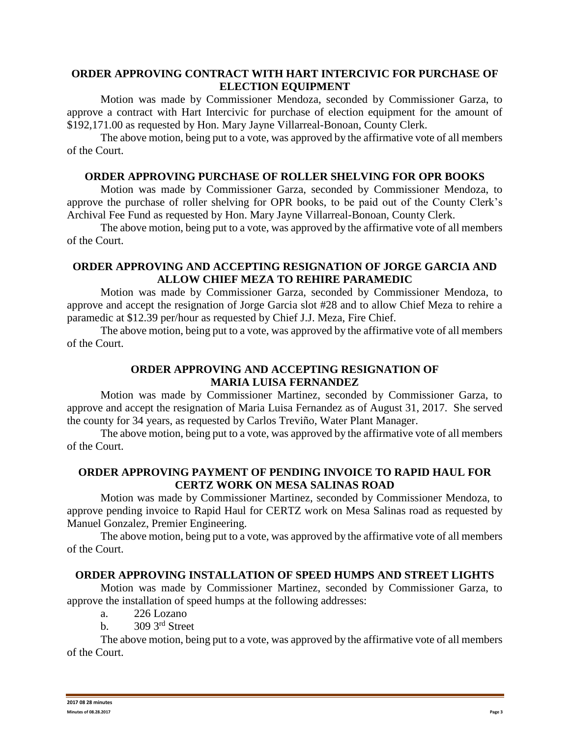**ORDER APPROVING CONTRACT WITH HART INTERCIVIC FOR PURCHASE OF ELECTION EQUIPMENT**

Motion was made by Commissioner Mendoza, seconded by Commissioner Garza, to approve a contract with Hart Intercivic for purchase of election equipment for the amount of $192,171.00 as requested by Hon. Mary Jayne Villarreal-Bonoan, County Clerk.

The above motion, being put to a vote, was approved by the affirmative vote of all members of the Court.

**ORDER APPROVING PURCHASE OF ROLLER SHELVING FOR OPR BOOKS**

Motion was made by Commissioner Garza, seconded by Commissioner Mendoza, to approve the purchase of roller shelving for OPR books, to be paid out of the County Clerk's Archival Fee Fund as requested by Hon. Mary Jayne Villarreal-Bonoan, County Clerk.

The above motion, being put to a vote, was approved by the affirmative vote of all members of the Court.

**ORDER APPROVING AND ACCEPTING RESIGNATION OF JORGE GARCIA AND ALLOW CHIEF MEZA TO REHIRE PARAMEDIC**

Motion was made by Commissioner Garza, seconded by Commissioner Mendoza, to approve and accept the resignation of Jorge Garcia slot #28 and to allow Chief Meza to rehire a paramedic at $12.39 per/hour as requested by Chief J.J. Meza, Fire Chief.

The above motion, being put to a vote, was approved by the affirmative vote of all members of the Court.

**ORDER APPROVING AND ACCEPTING RESIGNATION OF MARIA LUISA FERNANDEZ**

Motion was made by Commissioner Martinez, seconded by Commissioner Garza, to approve and accept the resignation of Maria Luisa Fernandez as of August 31, 2017. She served the county for 34 years, as requested by Carlos Treviño, Water Plant Manager.

The above motion, being put to a vote, was approved by the affirmative vote of all members of the Court.

**ORDER APPROVING PAYMENT OF PENDING INVOICE TO RAPID HAUL FOR CERTZ WORK ON MESA SALINAS ROAD**

Motion was made by Commissioner Martinez, seconded by Commissioner Mendoza, to approve pending invoice to Rapid Haul for CERTZ work on Mesa Salinas road as requested by Manuel Gonzalez, Premier Engineering.

The above motion, being put to a vote, was approved by the affirmative vote of all members of the Court.

**ORDER APPROVING INSTALLATION OF SPEED HUMPS AND STREET LIGHTS**

Motion was made by Commissioner Martinez, seconded by Commissioner Garza, to approve the installation of speed humps at the following addresses:

a. 226 Lozano

b. 309 3rd Street

The above motion, being put to a vote, was approved by the affirmative vote of all members of the Court.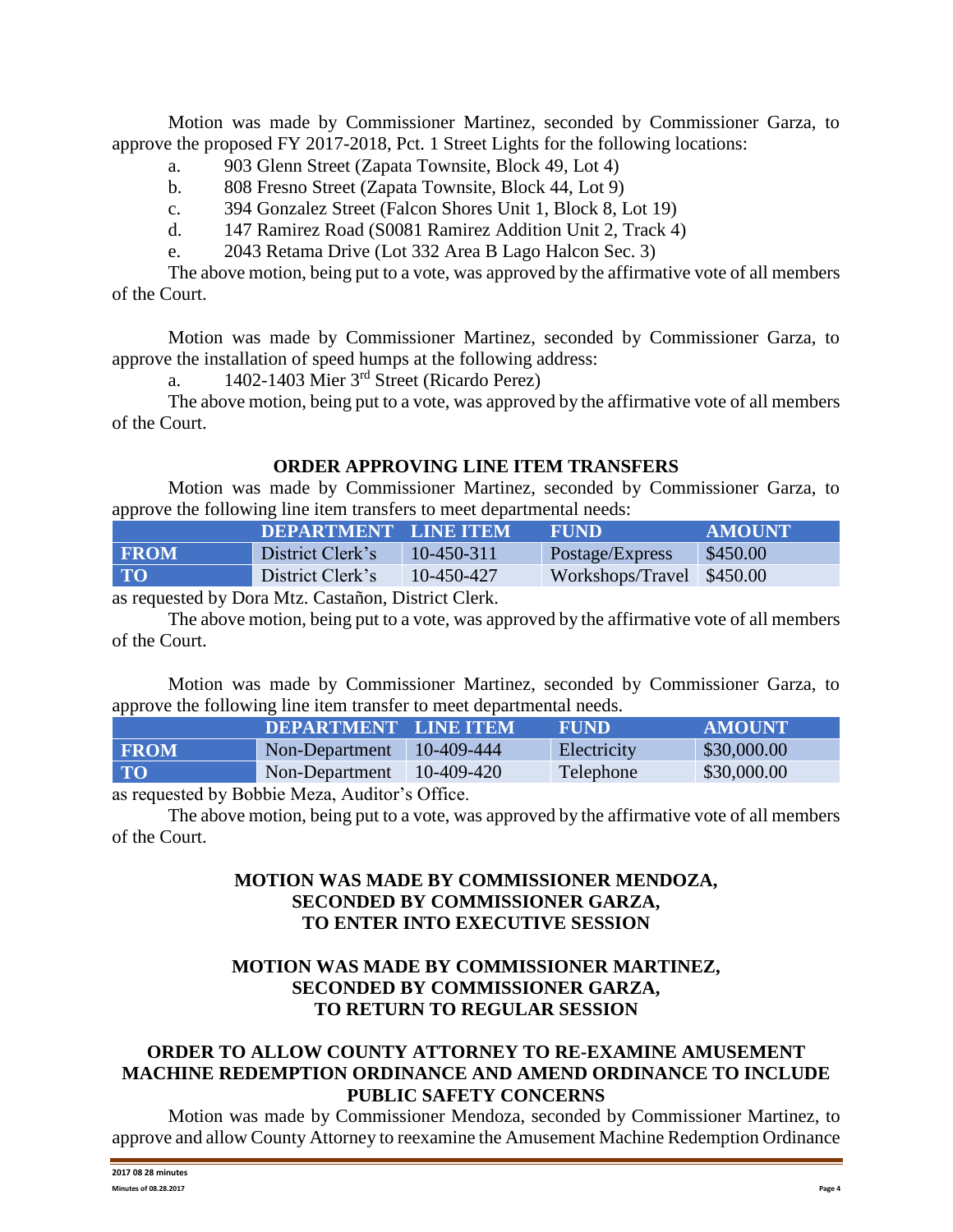Motion was made by Commissioner Martinez, seconded by Commissioner Garza, to approve the proposed FY 2017-2018, Pct. 1 Street Lights for the following locations:

a. 903 Glenn Street (Zapata Townsite, Block 49, Lot 4)
b. 808 Fresno Street (Zapata Townsite, Block 44, Lot 9)
c. 394 Gonzalez Street (Falcon Shores Unit 1, Block 8, Lot 19)
d. 147 Ramirez Road (S0081 Ramirez Addition Unit 2, Track 4)
e. 2043 Retama Drive (Lot 332 Area B Lago Halcon Sec. 3)

The above motion, being put to a vote, was approved by the affirmative vote of all members of the Court.

Motion was made by Commissioner Martinez, seconded by Commissioner Garza, to approve the installation of speed humps at the following address:

a. 1402-1403 Mier 3rd Street (Ricardo Perez)

The above motion, being put to a vote, was approved by the affirmative vote of all members of the Court.

### ORDER APPROVING LINE ITEM TRANSFERS

Motion was made by Commissioner Martinez, seconded by Commissioner Garza, to approve the following line item transfers to meet departmental needs:

| | DEPARTMENT | LINE ITEM | FUND | AMOUNT |
|---|---|---|---|---|
| FROM | District Clerk's | 10-450-311 | Postage/Express | $450.00 |
| TO | District Clerk's | 10-450-427 | Workshops/Travel | $450.00 |

as requested by Dora Mtz. Castañon, District Clerk.

The above motion, being put to a vote, was approved by the affirmative vote of all members of the Court.

Motion was made by Commissioner Martinez, seconded by Commissioner Garza, to approve the following line item transfer to meet departmental needs.

| | DEPARTMENT | LINE ITEM | FUND | AMOUNT |
|---|---|---|---|---|
| FROM | Non-Department | 10-409-444 | Electricity | $30,000.00 |
| TO | Non-Department | 10-409-420 | Telephone | $30,000.00 |

as requested by Bobbie Meza, Auditor's Office.

The above motion, being put to a vote, was approved by the affirmative vote of all members of the Court.

### MOTION WAS MADE BY COMMISSIONER MENDOZA, SECONDED BY COMMISSIONER GARZA, TO ENTER INTO EXECUTIVE SESSION

### MOTION WAS MADE BY COMMISSIONER MARTINEZ, SECONDED BY COMMISSIONER GARZA, TO RETURN TO REGULAR SESSION

### ORDER TO ALLOW COUNTY ATTORNEY TO RE-EXAMINE AMUSEMENT MACHINE REDEMPTION ORDINANCE AND AMEND ORDINANCE TO INCLUDE PUBLIC SAFETY CONCERNS

Motion was made by Commissioner Mendoza, seconded by Commissioner Martinez, to approve and allow County Attorney to reexamine the Amusement Machine Redemption Ordinance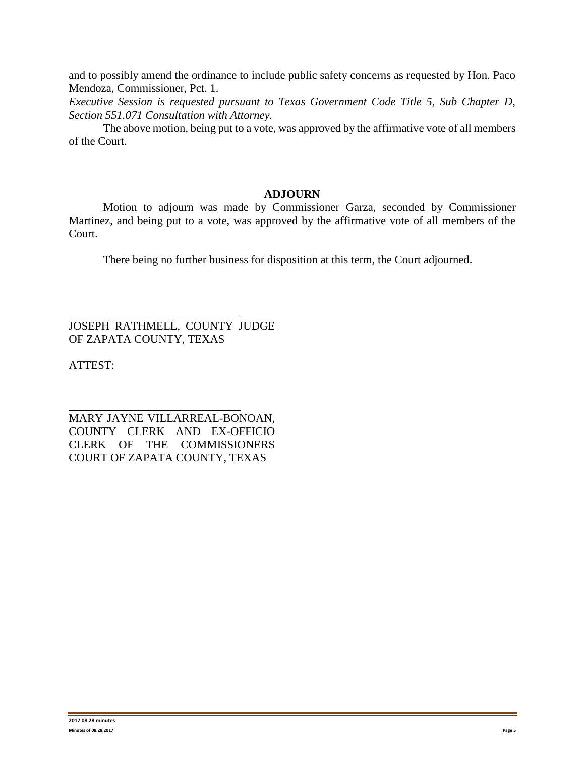and to possibly amend the ordinance to include public safety concerns as requested by Hon. Paco Mendoza, Commissioner, Pct. 1.

*Executive Session is requested pursuant to Texas Government Code Title 5, Sub Chapter D, Section 551.071 Consultation with Attorney.*

The above motion, being put to a vote, was approved by the affirmative vote of all members of the Court.

**ADJOURN**

Motion to adjourn was made by Commissioner Garza, seconded by Commissioner Martinez, and being put to a vote, was approved by the affirmative vote of all members of the Court.

There being no further business for disposition at this term, the Court adjourned.

\_\_\_\_\_\_\_\_\_\_\_\_\_\_\_\_\_\_\_\_\_\_\_\_\_\_\_\_\_\_

JOSEPH RATHMELL, COUNTY JUDGE
OF ZAPATA COUNTY, TEXAS

ATTEST:

\_\_\_\_\_\_\_\_\_\_\_\_\_\_\_\_\_\_\_\_\_\_\_\_\_\_\_\_\_\_

MARY JAYNE VILLARREAL-BONOAN,
COUNTY CLERK AND EX-OFFICIO
CLERK OF THE COMMISSIONERS
COURT OF ZAPATA COUNTY, TEXAS